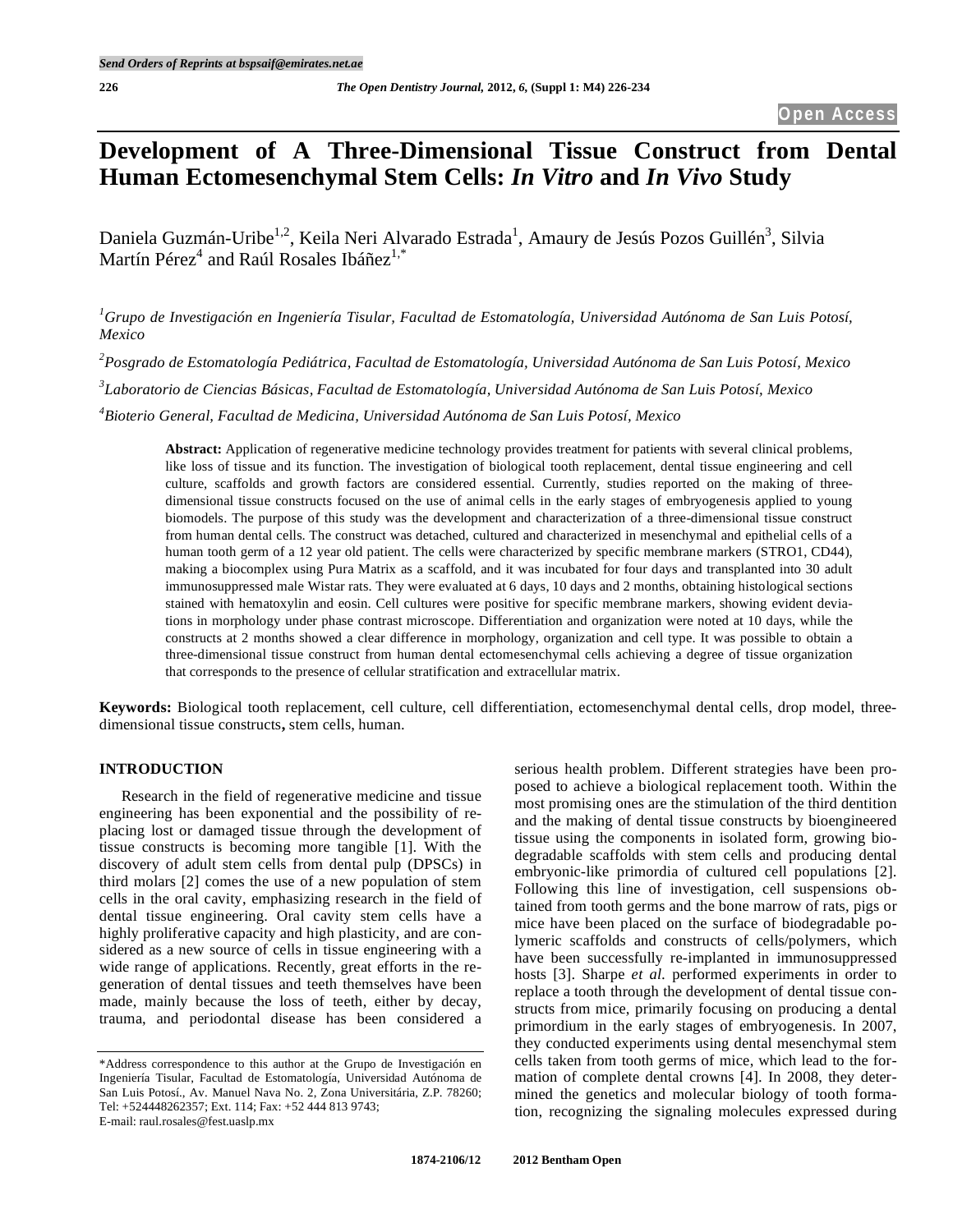Send Orders of Reprints at bspsaif@emirates.net.ae

Open Access

# Development of A Three-Dimensional Tissue Construct from Dental Human Ectomesenchymal Stem Cells: *In Vitro* and *In Vivo* Study

Daniela Guzmán-Uribe[1,2], Keila Neri Alvarado Estrada[1], Amaury de Jesús Pozos Guillén[3], Silvia Martín Pérez[4] and Raúl Rosales Ibáñez[1,*]

[1] *Grupo de Investigación en Ingeniería Tisular, Facultad de Estomatología, Universidad Autónoma de San Luis Potosí, Mexico*

[2] *Posgrado de Estomatología Pediátrica, Facultad de Estomatología, Universidad Autónoma de San Luis Potosí, Mexico*

[3] *Laboratorio de Ciencias Básicas, Facultad de Estomatología, Universidad Autónoma de San Luis Potosí, Mexico*

[4] *Bioterio General, Facultad de Medicina, Universidad Autónoma de San Luis Potosí, Mexico*

**Abstract:** Application of regenerative medicine technology provides treatment for patients with several clinical problems, like loss of tissue and its function. The investigation of biological tooth replacement, dental tissue engineering and cell culture, scaffolds and growth factors are considered essential. Currently, studies reported on the making of three-dimensional tissue constructs focused on the use of animal cells in the early stages of embryogenesis applied to young biomodels. The purpose of this study was the development and characterization of a three-dimensional tissue construct from human dental cells. The construct was detached, cultured and characterized in mesenchymal and epithelial cells of a human tooth germ of a 12 year old patient. The cells were characterized by specific membrane markers (STRO1, CD44), making a biocomplex using Pura Matrix as a scaffold, and it was incubated for four days and transplanted into 30 adult immunosuppressed male Wistar rats. They were evaluated at 6 days, 10 days and 2 months, obtaining histological sections stained with hematoxylin and eosin. Cell cultures were positive for specific membrane markers, showing evident deviations in morphology under phase contrast microscope. Differentiation and organization were noted at 10 days, while the constructs at 2 months showed a clear difference in morphology, organization and cell type. It was possible to obtain a three-dimensional tissue construct from human dental ectomesenchymal cells achieving a degree of tissue organization that corresponds to the presence of cellular stratification and extracellular matrix.

**Keywords:** Biological tooth replacement, cell culture, cell differentiation, ectomesenchymal dental cells, drop model, three-dimensional tissue constructs**,** stem cells, human.

## INTRODUCTION

Research in the field of regenerative medicine and tissue engineering has been exponential and the possibility of replacing lost or damaged tissue through the development of tissue constructs is becoming more tangible [1]. With the discovery of adult stem cells from dental pulp (DPSCs) in third molars [2] comes the use of a new population of stem cells in the oral cavity, emphasizing research in the field of dental tissue engineering. Oral cavity stem cells have a highly proliferative capacity and high plasticity, and are considered as a new source of cells in tissue engineering with a wide range of applications. Recently, great efforts in the regeneration of dental tissues and teeth themselves have been made, mainly because the loss of teeth, either by decay, trauma, and periodontal disease has been considered a serious health problem. Different strategies have been proposed to achieve a biological replacement tooth. Within the most promising ones are the stimulation of the third dentition and the making of dental tissue constructs by bioengineered tissue using the components in isolated form, growing biodegradable scaffolds with stem cells and producing dental embryonic-like primordia of cultured cell populations [2]. Following this line of investigation, cell suspensions obtained from tooth germs and the bone marrow of rats, pigs or mice have been placed on the surface of biodegradable polymeric scaffolds and constructs of cells/polymers, which have been successfully re-implanted in immunosuppressed hosts [3]. Sharpe *et al*. performed experiments in order to replace a tooth through the development of dental tissue constructs from mice, primarily focusing on producing a dental primordium in the early stages of embryogenesis. In 2007, they conducted experiments using dental mesenchymal stem cells taken from tooth germs of mice, which lead to the formation of complete dental crowns [4]. In 2008, they determined the genetics and molecular biology of tooth formation, recognizing the signaling molecules expressed during

*Address correspondence to this author at the Grupo de Investigación en Ingeniería Tisular, Facultad de Estomatología, Universidad Autónoma de San Luis Potosí., Av. Manuel Nava No. 2, Zona Universitária, Z.P. 78260; Tel: +524448262357; Ext. 114; Fax: +52 444 813 9743; E-mail: raul.rosales@fest.uaslp.mx

1874-2106/12 2012 Bentham Open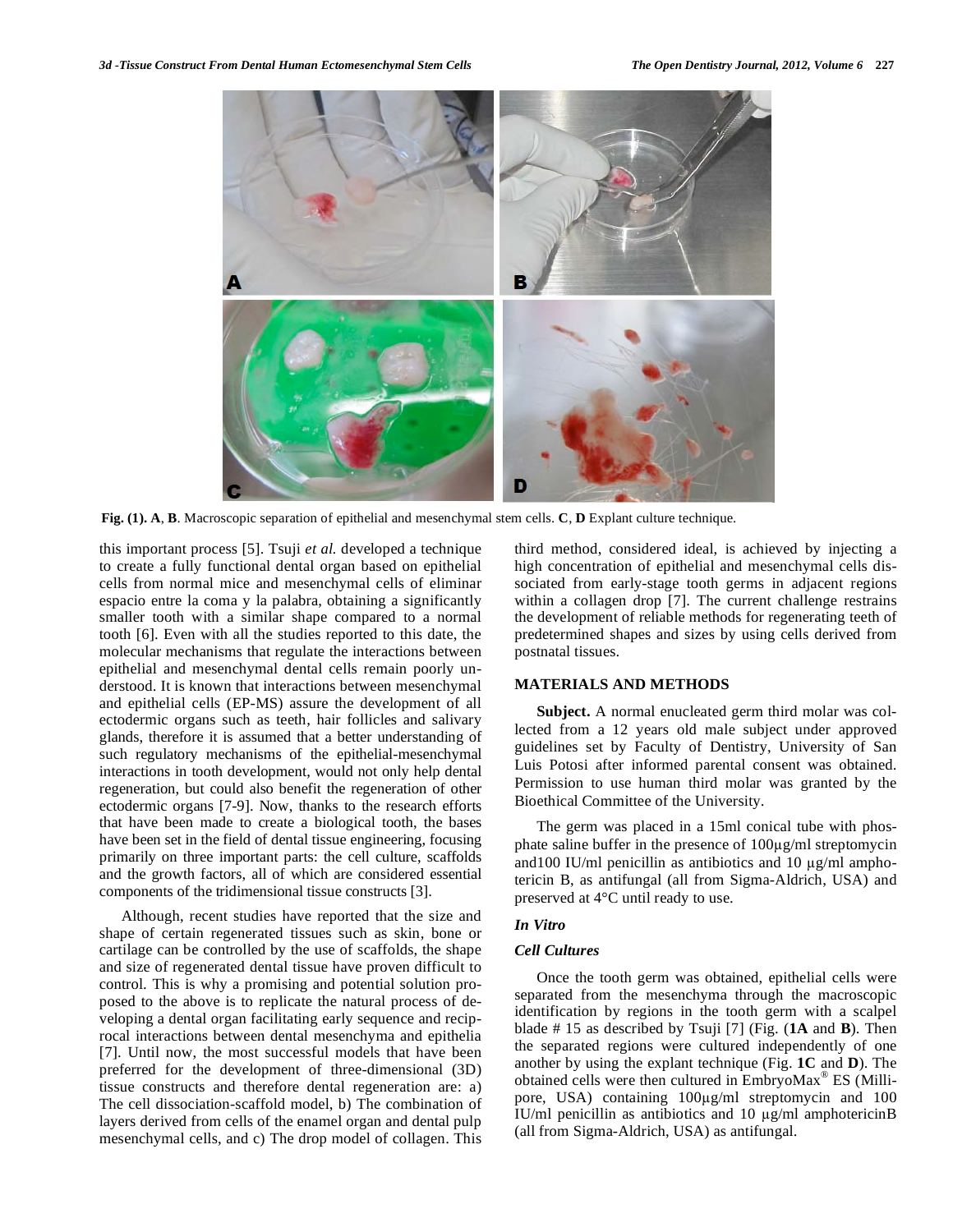Fig. (1). **A**, **B**. Macroscopic separation of epithelial and mesenchymal stem cells. **C**, **D** Explant culture technique.

this important process [5]. Tsuji *et al.* developed a technique to create a fully functional dental organ based on epithelial cells from normal mice and mesenchymal cells of eliminar espacio entre la coma y la palabra, obtaining a significantly smaller tooth with a similar shape compared to a normal tooth [6]. Even with all the studies reported to this date, the molecular mechanisms that regulate the interactions between epithelial and mesenchymal dental cells remain poorly understood. It is known that interactions between mesenchymal and epithelial cells (EP-MS) assure the development of all ectodermic organs such as teeth, hair follicles and salivary glands, therefore it is assumed that a better understanding of such regulatory mechanisms of the epithelial-mesenchymal interactions in tooth development, would not only help dental regeneration, but could also benefit the regeneration of other ectodermic organs [7-9]. Now, thanks to the research efforts that have been made to create a biological tooth, the bases have been set in the field of dental tissue engineering, focusing primarily on three important parts: the cell culture, scaffolds and the growth factors, all of which are considered essential components of the tridimensional tissue constructs [3].

Although, recent studies have reported that the size and shape of certain regenerated tissues such as skin, bone or cartilage can be controlled by the use of scaffolds, the shape and size of regenerated dental tissue have proven difficult to control. This is why a promising and potential solution proposed to the above is to replicate the natural process of developing a dental organ facilitating early sequence and reciprocal interactions between dental mesenchyma and epithelia [7]. Until now, the most successful models that have been preferred for the development of three-dimensional (3D) tissue constructs and therefore dental regeneration are: a) The cell dissociation-scaffold model, b) The combination of layers derived from cells of the enamel organ and dental pulp mesenchymal cells, and c) The drop model of collagen. This third method, considered ideal, is achieved by injecting a high concentration of epithelial and mesenchymal cells dissociated from early-stage tooth germs in adjacent regions within a collagen drop [7]. The current challenge restrains the development of reliable methods for regenerating teeth of predetermined shapes and sizes by using cells derived from postnatal tissues.

## MATERIALS AND METHODS

**Subject.** A normal enucleated germ third molar was collected from a 12 years old male subject under approved guidelines set by Faculty of Dentistry, University of San Luis Potosi after informed parental consent was obtained. Permission to use human third molar was granted by the Bioethical Committee of the University.

The germ was placed in a 15ml conical tube with phosphate saline buffer in the presence of 100µg/ml streptomycin and100 IU/ml penicillin as antibiotics and 10 µg/ml amphotericin B, as antifungal (all from Sigma-Aldrich, USA) and preserved at 4°C until ready to use.

### *In Vitro*

### *Cell Cultures*

Once the tooth germ was obtained, epithelial cells were separated from the mesenchyma through the macroscopic identification by regions in the tooth germ with a scalpel blade # 15 as described by Tsuji [7] (Fig. (**1A** and **B**). Then the separated regions were cultured independently of one another by using the explant technique (Fig. **1C** and **D**). The obtained cells were then cultured in EmbryoMax® ES (Millipore, USA) containing 100µg/ml streptomycin and 100 IU/ml penicillin as antibiotics and 10 µg/ml amphotericinB (all from Sigma-Aldrich, USA) as antifungal.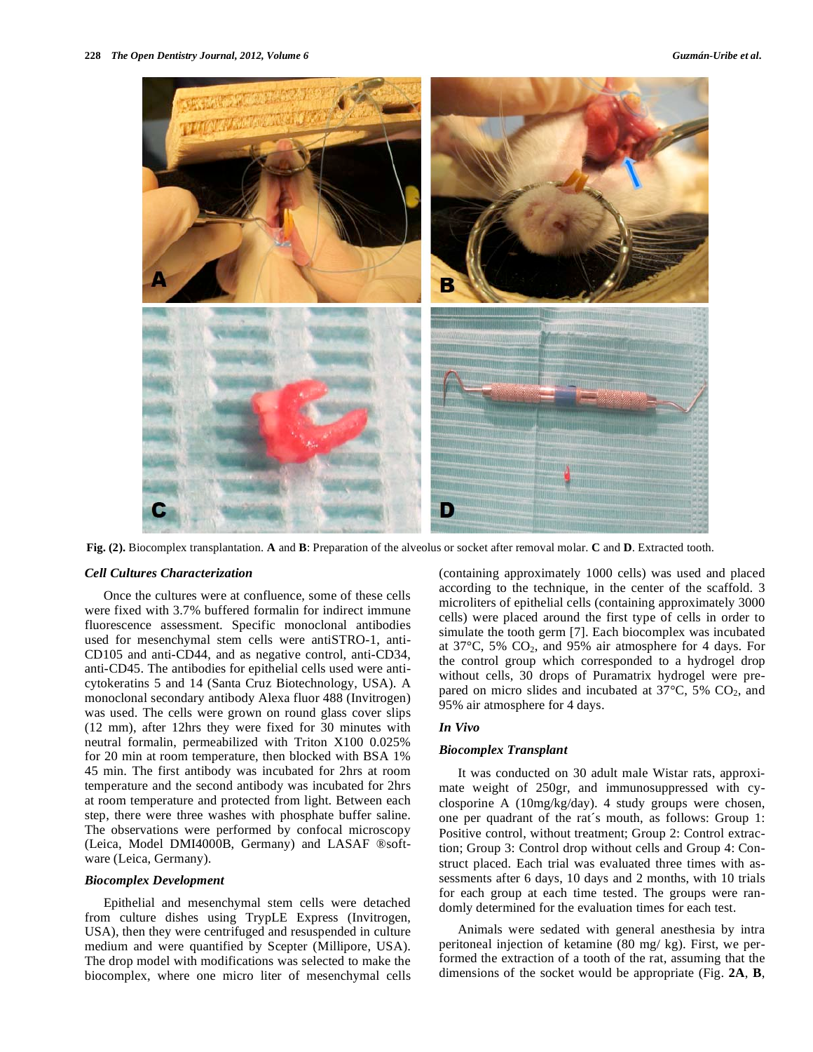Fig. (2). Biocomplex transplantation. **A** and **B**: Preparation of the alveolus or socket after removal molar. **C** and **D**. Extracted tooth.

### *Cell Cultures Characterization*

Once the cultures were at confluence, some of these cells were fixed with 3.7% buffered formalin for indirect immune fluorescence assessment. Specific monoclonal antibodies used for mesenchymal stem cells were antiSTRO-1, anti-CD105 and anti-CD44, and as negative control, anti-CD34, anti-CD45. The antibodies for epithelial cells used were anti-cytokeratins 5 and 14 (Santa Cruz Biotechnology, USA). A monoclonal secondary antibody Alexa fluor 488 (Invitrogen) was used. The cells were grown on round glass cover slips (12 mm), after 12hrs they were fixed for 30 minutes with neutral formalin, permeabilized with Triton X100 0.025% for 20 min at room temperature, then blocked with BSA 1% 45 min. The first antibody was incubated for 2hrs at room temperature and the second antibody was incubated for 2hrs at room temperature and protected from light. Between each step, there were three washes with phosphate buffer saline. The observations were performed by confocal microscopy (Leica, Model DMI4000B, Germany) and LASAF ®software (Leica, Germany).

### *Biocomplex Development*

Epithelial and mesenchymal stem cells were detached from culture dishes using TrypLE Express (Invitrogen, USA), then they were centrifuged and resuspended in culture medium and were quantified by Scepter (Millipore, USA). The drop model with modifications was selected to make the biocomplex, where one micro liter of mesenchymal cells (containing approximately 1000 cells) was used and placed according to the technique, in the center of the scaffold. 3 microliters of epithelial cells (containing approximately 3000 cells) were placed around the first type of cells in order to simulate the tooth germ [7]. Each biocomplex was incubated at 37°C, 5% $CO_2$, and 95% air atmosphere for 4 days. For the control group which corresponded to a hydrogel drop without cells, 30 drops of Puramatrix hydrogel were prepared on micro slides and incubated at 37°C, 5% $CO_2$, and 95% air atmosphere for 4 days.

### *In Vivo*

### *Biocomplex Transplant*

It was conducted on 30 adult male Wistar rats, approximate weight of 250gr, and immunosuppressed with cyclosporine A (10mg/kg/day). 4 study groups were chosen, one per quadrant of the rat´s mouth, as follows: Group 1: Positive control, without treatment; Group 2: Control extraction; Group 3: Control drop without cells and Group 4: Construct placed. Each trial was evaluated three times with assessments after 6 days, 10 days and 2 months, with 10 trials for each group at each time tested. The groups were randomly determined for the evaluation times for each test.

Animals were sedated with general anesthesia by intra peritoneal injection of ketamine (80 mg/ kg). First, we performed the extraction of a tooth of the rat, assuming that the dimensions of the socket would be appropriate (Fig. **2A**, **B**,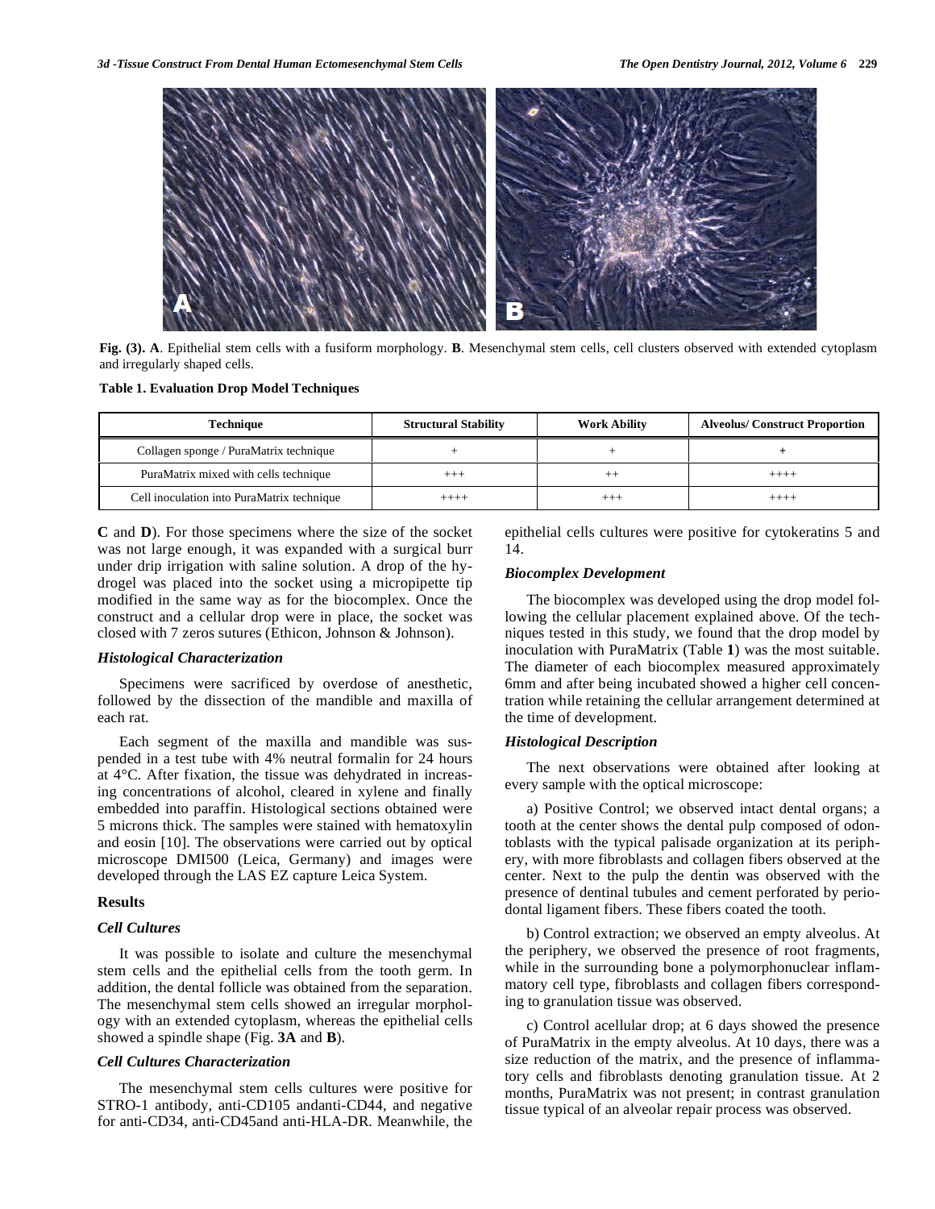Fig. (3). **A**. Epithelial stem cells with a fusiform morphology. **B**. Mesenchymal stem cells, cell clusters observed with extended cytoplasm and irregularly shaped cells.

**Table 1. Evaluation Drop Model Techniques**

| Technique | Structural Stability | Work Ability | Alveolus/ Construct Proportion |
|---|---|---|---|
| Collagen sponge / PuraMatrix technique | + | + | + |
| PuraMatrix mixed with cells technique | +++ | ++ | ++++ |
| Cell inoculation into PuraMatrix technique | ++++ | +++ | ++++ |

**C** and **D**). For those specimens where the size of the socket was not large enough, it was expanded with a surgical burr under drip irrigation with saline solution. A drop of the hydrogel was placed into the socket using a micropipette tip modified in the same way as for the biocomplex. Once the construct and a cellular drop were in place, the socket was closed with 7 zeros sutures (Ethicon, Johnson & Johnson).

### *Histological Characterization*

Specimens were sacrificed by overdose of anesthetic, followed by the dissection of the mandible and maxilla of each rat.

Each segment of the maxilla and mandible was suspended in a test tube with 4% neutral formalin for 24 hours at 4°C. After fixation, the tissue was dehydrated in increasing concentrations of alcohol, cleared in xylene and finally embedded into paraffin. Histological sections obtained were 5 microns thick. The samples were stained with hematoxylin and eosin [10]. The observations were carried out by optical microscope DMI500 (Leica, Germany) and images were developed through the LAS EZ capture Leica System.

## Results

### *Cell Cultures*

It was possible to isolate and culture the mesenchymal stem cells and the epithelial cells from the tooth germ. In addition, the dental follicle was obtained from the separation. The mesenchymal stem cells showed an irregular morphology with an extended cytoplasm, whereas the epithelial cells showed a spindle shape (Fig. **3A** and **B**).

### *Cell Cultures Characterization*

The mesenchymal stem cells cultures were positive for STRO-1 antibody, anti-CD105 andanti-CD44, and negative for anti-CD34, anti-CD45and anti-HLA-DR. Meanwhile, the epithelial cells cultures were positive for cytokeratins 5 and 14.

### *Biocomplex Development*

The biocomplex was developed using the drop model following the cellular placement explained above. Of the techniques tested in this study, we found that the drop model by inoculation with PuraMatrix (Table **1**) was the most suitable. The diameter of each biocomplex measured approximately 6mm and after being incubated showed a higher cell concentration while retaining the cellular arrangement determined at the time of development.

### *Histological Description*

The next observations were obtained after looking at every sample with the optical microscope:

a) Positive Control; we observed intact dental organs; a tooth at the center shows the dental pulp composed of odontoblasts with the typical palisade organization at its periphery, with more fibroblasts and collagen fibers observed at the center. Next to the pulp the dentin was observed with the presence of dentinal tubules and cement perforated by periodontal ligament fibers. These fibers coated the tooth.

b) Control extraction; we observed an empty alveolus. At the periphery, we observed the presence of root fragments, while in the surrounding bone a polymorphonuclear inflammatory cell type, fibroblasts and collagen fibers corresponding to granulation tissue was observed.

c) Control acellular drop; at 6 days showed the presence of PuraMatrix in the empty alveolus. At 10 days, there was a size reduction of the matrix, and the presence of inflammatory cells and fibroblasts denoting granulation tissue. At 2 months, PuraMatrix was not present; in contrast granulation tissue typical of an alveolar repair process was observed.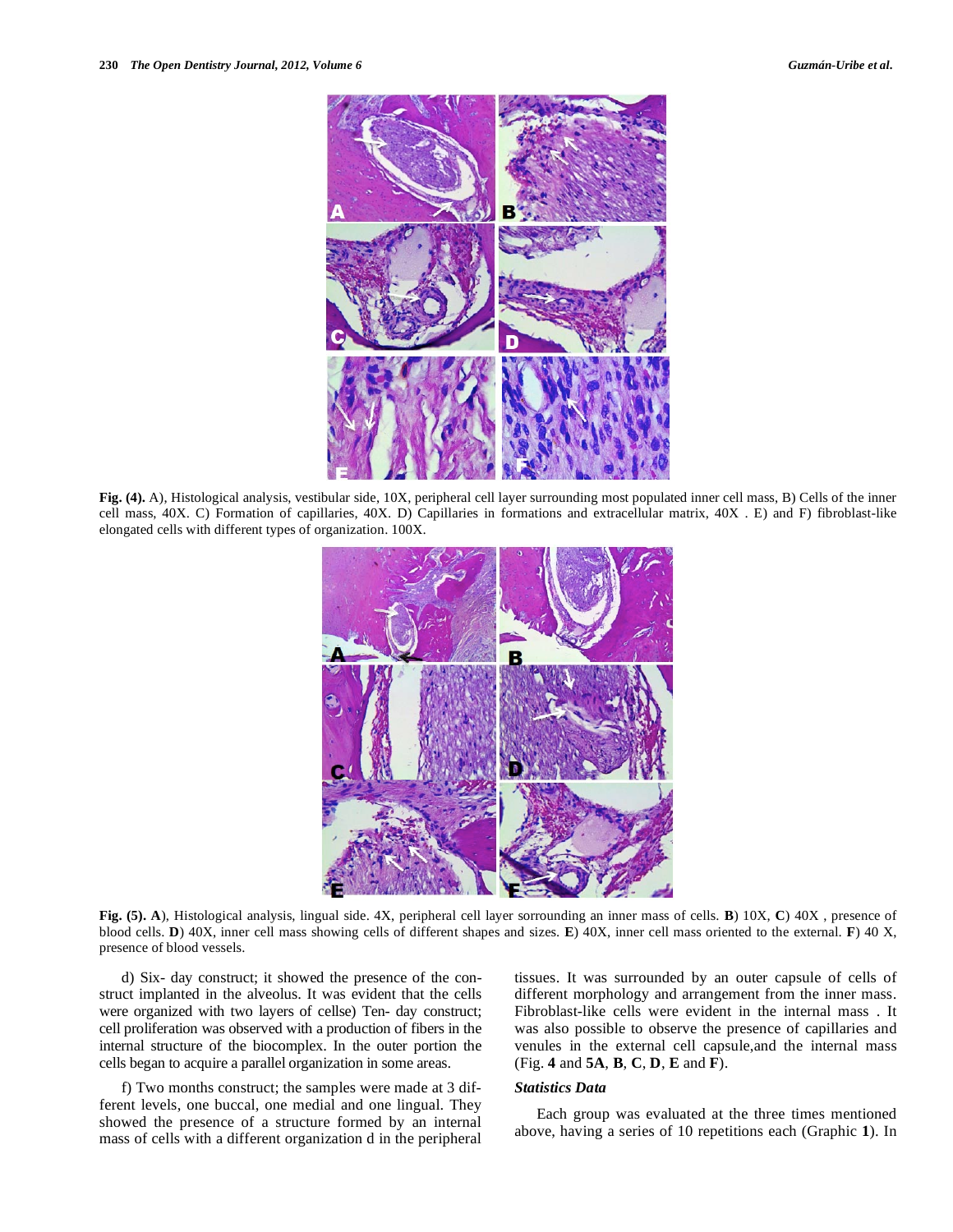**Fig. (4).** A), Histological analysis, vestibular side, 10X, peripheral cell layer surrounding most populated inner cell mass, B) Cells of the inner cell mass, 40X. C) Formation of capillaries, 40X. D) Capillaries in formations and extracellular matrix, 40X . E) and F) fibroblast-like elongated cells with different types of organization. 100X.

**Fig. (5). A**), Histological analysis, lingual side. 4X, peripheral cell layer sorrounding an inner mass of cells. **B**) 10X, **C**) 40X , presence of blood cells. **D**) 40X, inner cell mass showing cells of different shapes and sizes. **E**) 40X, inner cell mass oriented to the external. **F**) 40 X, presence of blood vessels.

d) Six- day construct; it showed the presence of the construct implanted in the alveolus. It was evident that the cells were organized with two layers of cellse) Ten- day construct; cell proliferation was observed with a production of fibers in the internal structure of the biocomplex. In the outer portion the cells began to acquire a parallel organization in some areas.

f) Two months construct; the samples were made at 3 different levels, one buccal, one medial and one lingual. They showed the presence of a structure formed by an internal mass of cells with a different organization d in the peripheral tissues. It was surrounded by an outer capsule of cells of different morphology and arrangement from the inner mass. Fibroblast-like cells were evident in the internal mass . It was also possible to observe the presence of capillaries and venules in the external cell capsule,and the internal mass (Fig. **4** and **5A**, **B**, **C**, **D**, **E** and **F**).

### *Statistics Data*

Each group was evaluated at the three times mentioned above, having a series of 10 repetitions each (Graphic **1**). In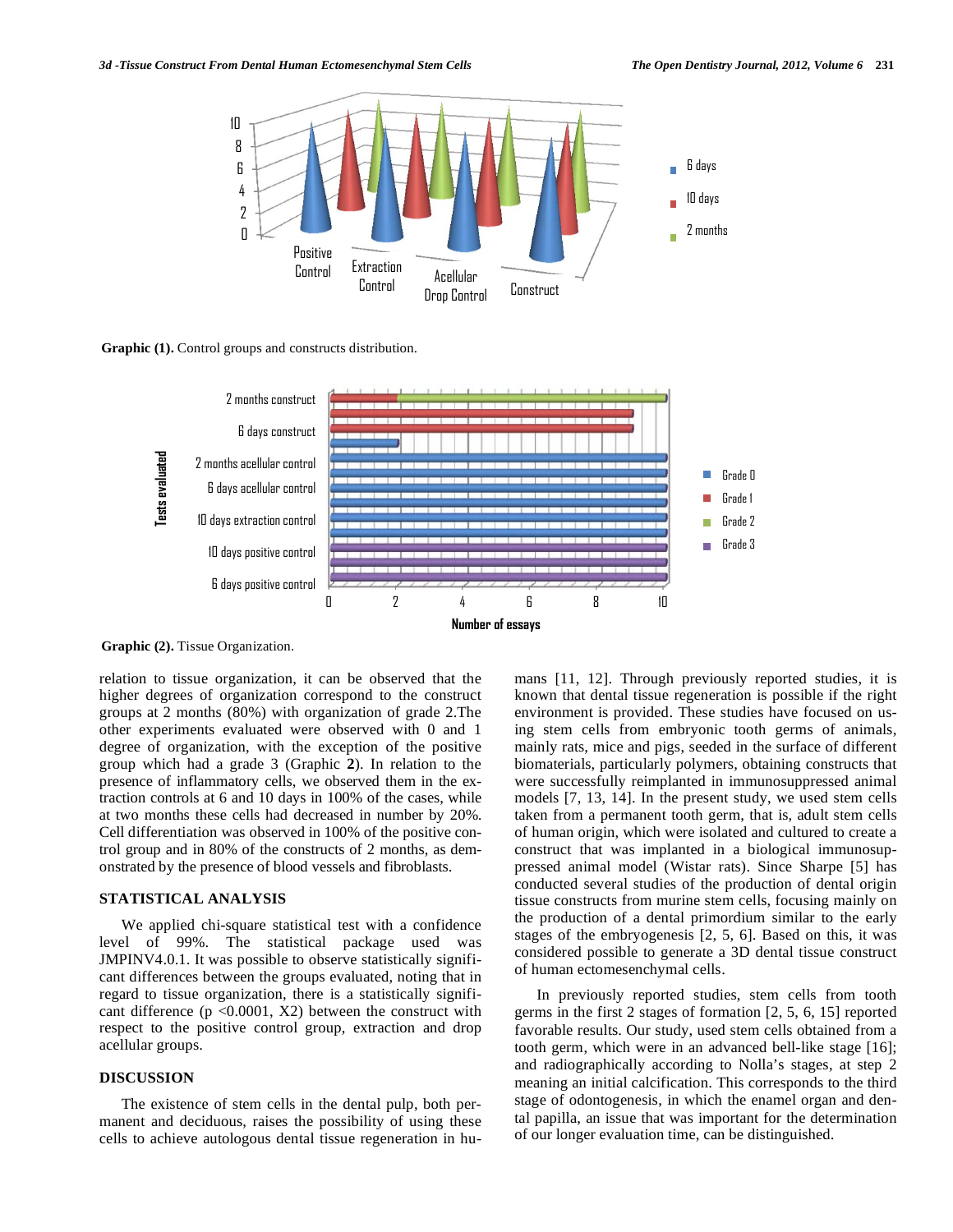10
8
6
4
2
0

Positive Control
Extraction Control
Acellular Drop Control
Construct

6 days
10 days
2 months

**Graphic (1).** Control groups and constructs distribution.

Tests evaluated

2 months construct
6 days construct
2 months acellular control
6 days acellular control
10 days extraction control
10 days positive control
6 days positive control

0 2 4 6 8 10

Number of essays

Grade 0
Grade 1
Grade 2
Grade 3

**Graphic (2).** Tissue Organization.

relation to tissue organization, it can be observed that the higher degrees of organization correspond to the construct groups at 2 months (80%) with organization of grade 2.The other experiments evaluated were observed with 0 and 1 degree of organization, with the exception of the positive group which had a grade 3 (Graphic **2**). In relation to the presence of inflammatory cells, we observed them in the extraction controls at 6 and 10 days in 100% of the cases, while at two months these cells had decreased in number by 20%. Cell differentiation was observed in 100% of the positive control group and in 80% of the constructs of 2 months, as demonstrated by the presence of blood vessels and fibroblasts.

## STATISTICAL ANALYSIS

We applied chi-square statistical test with a confidence level of 99%. The statistical package used was JMPINV4.0.1. It was possible to observe statistically significant differences between the groups evaluated, noting that in regard to tissue organization, there is a statistically significant difference ($p < 0.0001$, X2) between the construct with respect to the positive control group, extraction and drop acellular groups.

## DISCUSSION

The existence of stem cells in the dental pulp, both permanent and deciduous, raises the possibility of using these cells to achieve autologous dental tissue regeneration in humans [11, 12]. Through previously reported studies, it is known that dental tissue regeneration is possible if the right environment is provided. These studies have focused on using stem cells from embryonic tooth germs of animals, mainly rats, mice and pigs, seeded in the surface of different biomaterials, particularly polymers, obtaining constructs that were successfully reimplanted in immunosuppressed animal models [7, 13, 14]. In the present study, we used stem cells taken from a permanent tooth germ, that is, adult stem cells of human origin, which were isolated and cultured to create a construct that was implanted in a biological immunosuppressed animal model (Wistar rats). Since Sharpe [5] has conducted several studies of the production of dental origin tissue constructs from murine stem cells, focusing mainly on the production of a dental primordium similar to the early stages of the embryogenesis [2, 5, 6]. Based on this, it was considered possible to generate a 3D dental tissue construct of human ectomesenchymal cells.

In previously reported studies, stem cells from tooth germs in the first 2 stages of formation [2, 5, 6, 15] reported favorable results. Our study, used stem cells obtained from a tooth germ, which were in an advanced bell-like stage [16]; and radiographically according to Nolla's stages, at step 2 meaning an initial calcification. This corresponds to the third stage of odontogenesis, in which the enamel organ and dental papilla, an issue that was important for the determination of our longer evaluation time, can be distinguished.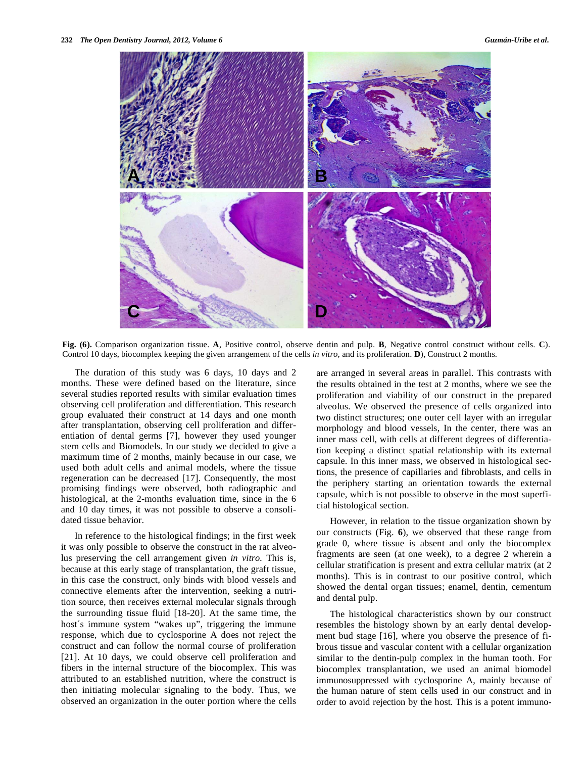**Fig. (6).** Comparison organization tissue. **A**, Positive control, observe dentin and pulp. **B**, Negative control construct without cells. **C**). Control 10 days, biocomplex keeping the given arrangement of the cells *in vitro*, and its proliferation. **D**), Construct 2 months.

The duration of this study was 6 days, 10 days and 2 months. These were defined based on the literature, since several studies reported results with similar evaluation times observing cell proliferation and differentiation. This research group evaluated their construct at 14 days and one month after transplantation, observing cell proliferation and differentiation of dental germs [7], however they used younger stem cells and Biomodels. In our study we decided to give a maximum time of 2 months, mainly because in our case, we used both adult cells and animal models, where the tissue regeneration can be decreased [17]. Consequently, the most promising findings were observed, both radiographic and histological, at the 2-months evaluation time, since in the 6 and 10 day times, it was not possible to observe a consolidated tissue behavior.

In reference to the histological findings; in the first week it was only possible to observe the construct in the rat alveolus preserving the cell arrangement given *in vitro.* This is, because at this early stage of transplantation, the graft tissue, in this case the construct, only binds with blood vessels and connective elements after the intervention, seeking a nutrition source, then receives external molecular signals through the surrounding tissue fluid [18-20]. At the same time, the host´s immune system "wakes up", triggering the immune response, which due to cyclosporine A does not reject the construct and can follow the normal course of proliferation [21]. At 10 days, we could observe cell proliferation and fibers in the internal structure of the biocomplex. This was attributed to an established nutrition, where the construct is then initiating molecular signaling to the body. Thus, we observed an organization in the outer portion where the cells are arranged in several areas in parallel. This contrasts with the results obtained in the test at 2 months, where we see the proliferation and viability of our construct in the prepared alveolus. We observed the presence of cells organized into two distinct structures; one outer cell layer with an irregular morphology and blood vessels, In the center, there was an inner mass cell, with cells at different degrees of differentiation keeping a distinct spatial relationship with its external capsule. In this inner mass, we observed in histological sections, the presence of capillaries and fibroblasts, and cells in the periphery starting an orientation towards the external capsule, which is not possible to observe in the most superficial histological section.

However, in relation to the tissue organization shown by our constructs (Fig. **6**), we observed that these range from grade 0, where tissue is absent and only the biocomplex fragments are seen (at one week), to a degree 2 wherein a cellular stratification is present and extra cellular matrix (at 2 months). This is in contrast to our positive control, which showed the dental organ tissues; enamel, dentin, cementum and dental pulp.

The histological characteristics shown by our construct resembles the histology shown by an early dental development bud stage [16], where you observe the presence of fibrous tissue and vascular content with a cellular organization similar to the dentin-pulp complex in the human tooth. For biocomplex transplantation, we used an animal biomodel immunosuppressed with cyclosporine A, mainly because of the human nature of stem cells used in our construct and in order to avoid rejection by the host. This is a potent immuno-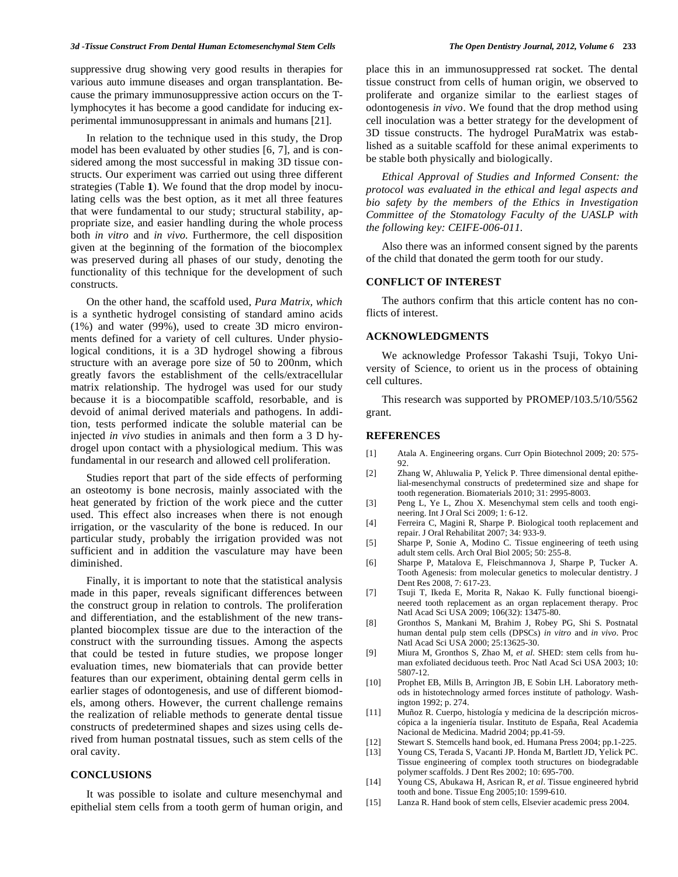suppressive drug showing very good results in therapies for various auto immune diseases and organ transplantation. Because the primary immunosuppressive action occurs on the T-lymphocytes it has become a good candidate for inducing experimental immunosuppressant in animals and humans [21].

In relation to the technique used in this study, the Drop model has been evaluated by other studies [6, 7], and is considered among the most successful in making 3D tissue constructs. Our experiment was carried out using three different strategies (Table **1**). We found that the drop model by inoculating cells was the best option, as it met all three features that were fundamental to our study; structural stability, appropriate size, and easier handling during the whole process both *in vitro* and *in vivo.* Furthermore, the cell disposition given at the beginning of the formation of the biocomplex was preserved during all phases of our study, denoting the functionality of this technique for the development of such constructs.

On the other hand, the scaffold used, *Pura Matrix, which* is a synthetic hydrogel consisting of standard amino acids (1%) and water (99%), used to create 3D micro environments defined for a variety of cell cultures. Under physiological conditions, it is a 3D hydrogel showing a fibrous structure with an average pore size of 50 to 200nm, which greatly favors the establishment of the cells/extracellular matrix relationship. The hydrogel was used for our study because it is a biocompatible scaffold, resorbable, and is devoid of animal derived materials and pathogens. In addition, tests performed indicate the soluble material can be injected *in vivo* studies in animals and then form a 3 D hydrogel upon contact with a physiological medium. This was fundamental in our research and allowed cell proliferation.

Studies report that part of the side effects of performing an osteotomy is bone necrosis, mainly associated with the heat generated by friction of the work piece and the cutter used. This effect also increases when there is not enough irrigation, or the vascularity of the bone is reduced. In our particular study, probably the irrigation provided was not sufficient and in addition the vasculature may have been diminished.

Finally, it is important to note that the statistical analysis made in this paper, reveals significant differences between the construct group in relation to controls. The proliferation and differentiation, and the establishment of the new transplanted biocomplex tissue are due to the interaction of the construct with the surrounding tissues. Among the aspects that could be tested in future studies, we propose longer evaluation times, new biomaterials that can provide better features than our experiment, obtaining dental germ cells in earlier stages of odontogenesis, and use of different biomodels, among others. However, the current challenge remains the realization of reliable methods to generate dental tissue constructs of predetermined shapes and sizes using cells derived from human postnatal tissues, such as stem cells of the oral cavity.

## CONCLUSIONS

It was possible to isolate and culture mesenchymal and epithelial stem cells from a tooth germ of human origin, and place this in an immunosuppressed rat socket. The dental tissue construct from cells of human origin, we observed to proliferate and organize similar to the earliest stages of odontogenesis *in vivo*. We found that the drop method using cell inoculation was a better strategy for the development of 3D tissue constructs. The hydrogel PuraMatrix was established as a suitable scaffold for these animal experiments to be stable both physically and biologically.

*Ethical Approval of Studies and Informed Consent: the protocol was evaluated in the ethical and legal aspects and bio safety by the members of the Ethics in Investigation Committee of the Stomatology Faculty of the UASLP with the following key: CEIFE-006-011.*

Also there was an informed consent signed by the parents of the child that donated the germ tooth for our study.

## CONFLICT OF INTEREST

The authors confirm that this article content has no conflicts of interest.

## ACKNOWLEDGMENTS

We acknowledge Professor Takashi Tsuji, Tokyo University of Science, to orient us in the process of obtaining cell cultures.

This research was supported by PROMEP/103.5/10/5562 grant.

## REFERENCES

[1] Atala A. Engineering organs. Curr Opin Biotechnol 2009; 20: 575-92.

[2] Zhang W, Ahluwalia P, Yelick P. Three dimensional dental epithelial-mesenchymal constructs of predetermined size and shape for tooth regeneration. Biomaterials 2010; 31: 2995-8003.

[3] Peng L, Ye L, Zhou X. Mesenchymal stem cells and tooth engineering. Int J Oral Sci 2009; 1: 6-12.

[4] Ferreira C, Magini R, Sharpe P. Biological tooth replacement and repair. J Oral Rehabilitat 2007; 34: 933-9.

[5] Sharpe P, Sonie A, Modino C. Tissue engineering of teeth using adult stem cells. Arch Oral Biol 2005; 50: 255-8.

[6] Sharpe P, Matalova E, Fleischmannova J, Sharpe P, Tucker A. Tooth Agenesis: from molecular genetics to molecular dentistry. J Dent Res 2008, 7: 617-23.

[7] Tsuji T, Ikeda E, Morita R, Nakao K. Fully functional bioengineered tooth replacement as an organ replacement therapy. Proc Natl Acad Sci USA 2009; 106(32): 13475-80.

[8] Gronthos S, Mankani M, Brahim J, Robey PG, Shi S. Postnatal human dental pulp stem cells (DPSCs) *in vitro* and *in vivo*. Proc Natl Acad Sci USA 2000; 25:13625-30.

[9] Miura M, Gronthos S, Zhao M, *et al*. SHED: stem cells from human exfoliated deciduous teeth. Proc Natl Acad Sci USA 2003; 10: 5807-12.

[10] Prophet EB, Mills B, Arrington JB, E Sobin LH. Laboratory methods in histotechnology armed forces institute of pathology. Washington 1992; p. 274.

[11] Muñoz R. Cuerpo, histología y medicina de la descripción microscópica a la ingeniería tisular. Instituto de España, Real Academia Nacional de Medicina. Madrid 2004; pp.41-59.

[12] Stewart S. Stemcells hand book, ed. Humana Press 2004; pp.1-225.

[13] Young CS, Terada S, Vacanti JP. Honda M, Bartlett JD, Yelick PC. Tissue engineering of complex tooth structures on biodegradable polymer scaffolds. J Dent Res 2002; 10: 695-700.

[14] Young CS, Abukawa H, Asrican R, *et al*. Tissue engineered hybrid tooth and bone. Tissue Eng 2005;10: 1599-610.

[15] Lanza R. Hand book of stem cells, Elsevier academic press 2004.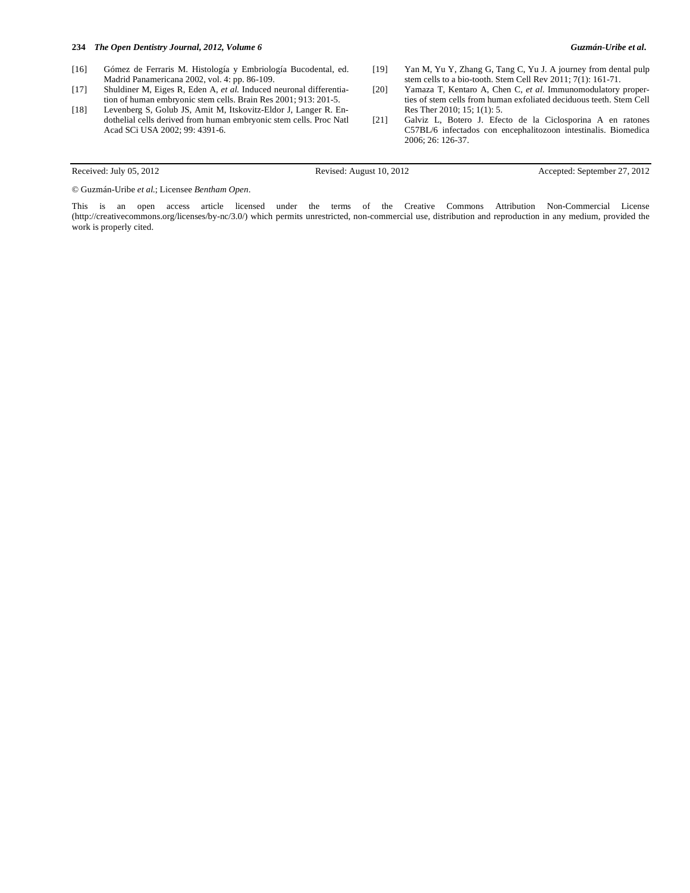[16] Gómez de Ferraris M. Histología y Embriología Bucodental, ed. Madrid Panamericana 2002, vol. 4: pp. 86-109.

[17] Shuldiner M, Eiges R, Eden A, *et al.* Induced neuronal differentiation of human embryonic stem cells. Brain Res 2001; 913: 201-5.

[18] Levenberg S, Golub JS, Amit M, Itskovitz-Eldor J, Langer R. Endothelial cells derived from human embryonic stem cells. Proc Natl Acad SCi USA 2002; 99: 4391-6.

[19] Yan M, Yu Y, Zhang G, Tang C, Yu J. A journey from dental pulp stem cells to a bio-tooth. Stem Cell Rev 2011; 7(1): 161-71.

[20] Yamaza T, Kentaro A, Chen C, *et al.* Immunomodulatory properties of stem cells from human exfoliated deciduous teeth. Stem Cell Res Ther 2010; 15; 1(1): 5.

[21] Galviz L, Botero J. Efecto de la Ciclosporina A en ratones C57BL/6 infectados con encephalitozoon intestinalis. Biomedica 2006; 26: 126-37.

Received: July 05, 2012 Revised: August 10, 2012 Accepted: September 27, 2012

© Guzmán-Uribe *et al.*; Licensee *Bentham Open*.

This is an open access article licensed under the terms of the Creative Commons Attribution Non-Commercial License (http://creativecommons.org/licenses/by-nc/3.0/) which permits unrestricted, non-commercial use, distribution and reproduction in any medium, provided the work is properly cited.